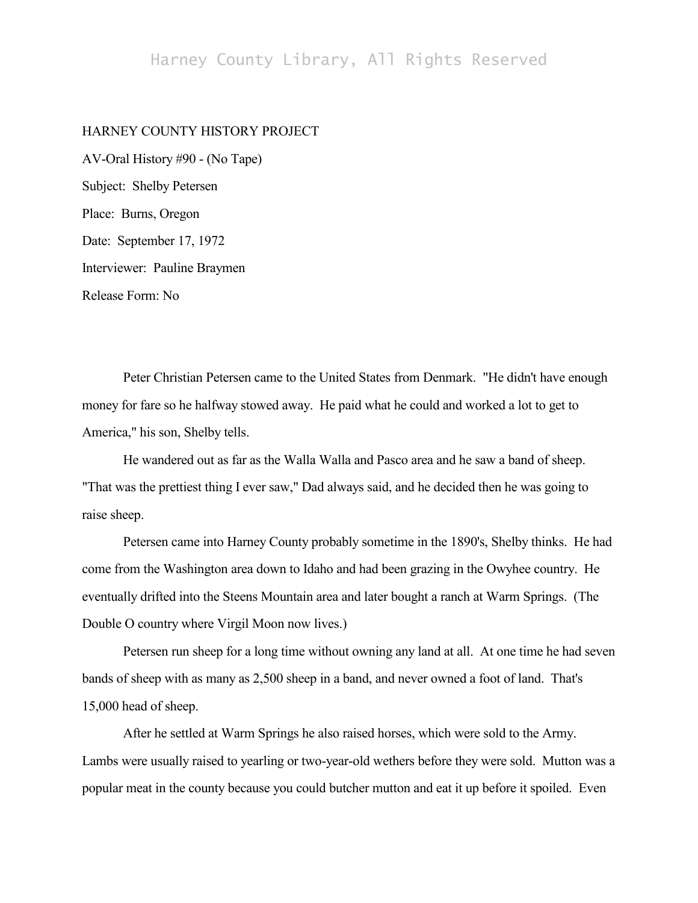HARNEY COUNTY HISTORY PROJECT

AV-Oral History #90 - (No Tape)

Subject: Shelby Petersen

Place: Burns, Oregon

Date: September 17, 1972

Interviewer: Pauline Braymen

Release Form: No

Peter Christian Petersen came to the United States from Denmark. "He didn't have enough money for fare so he halfway stowed away. He paid what he could and worked a lot to get to America," his son, Shelby tells.

He wandered out as far as the Walla Walla and Pasco area and he saw a band of sheep. "That was the prettiest thing I ever saw," Dad always said, and he decided then he was going to raise sheep.

Petersen came into Harney County probably sometime in the 1890's, Shelby thinks. He had come from the Washington area down to Idaho and had been grazing in the Owyhee country. He eventually drifted into the Steens Mountain area and later bought a ranch at Warm Springs. (The Double O country where Virgil Moon now lives.)

Petersen run sheep for a long time without owning any land at all. At one time he had seven bands of sheep with as many as 2,500 sheep in a band, and never owned a foot of land. That's 15,000 head of sheep.

After he settled at Warm Springs he also raised horses, which were sold to the Army. Lambs were usually raised to yearling or two-year-old wethers before they were sold. Mutton was a popular meat in the county because you could butcher mutton and eat it up before it spoiled. Even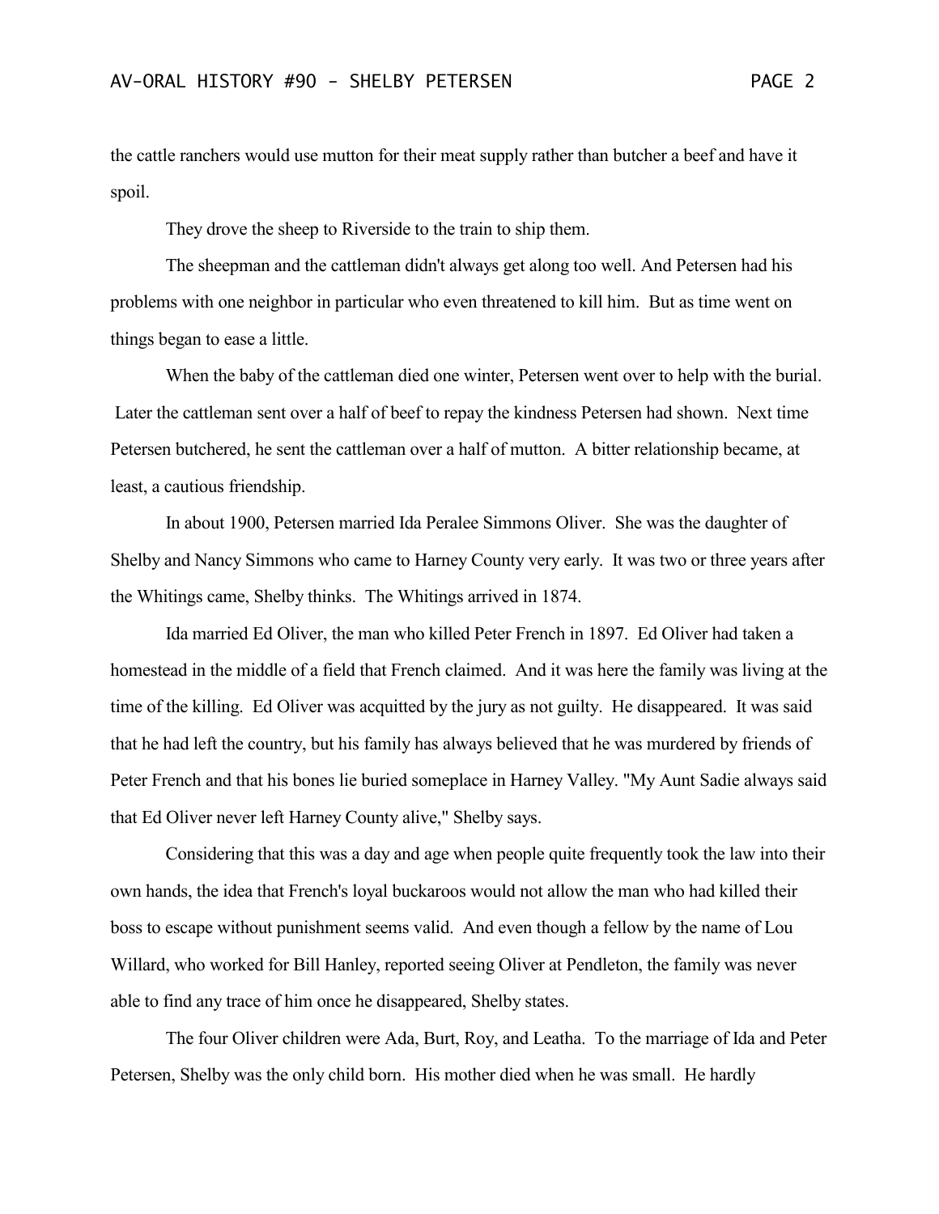the cattle ranchers would use mutton for their meat supply rather than butcher a beef and have it spoil.

They drove the sheep to Riverside to the train to ship them.

The sheepman and the cattleman didn't always get along too well. And Petersen had his problems with one neighbor in particular who even threatened to kill him. But as time went on things began to ease a little.

When the baby of the cattleman died one winter, Petersen went over to help with the burial. Later the cattleman sent over a half of beef to repay the kindness Petersen had shown. Next time Petersen butchered, he sent the cattleman over a half of mutton. A bitter relationship became, at least, a cautious friendship.

In about 1900, Petersen married Ida Peralee Simmons Oliver. She was the daughter of Shelby and Nancy Simmons who came to Harney County very early. It was two or three years after the Whitings came, Shelby thinks. The Whitings arrived in 1874.

Ida married Ed Oliver, the man who killed Peter French in 1897. Ed Oliver had taken a homestead in the middle of a field that French claimed. And it was here the family was living at the time of the killing. Ed Oliver was acquitted by the jury as not guilty. He disappeared. It was said that he had left the country, but his family has always believed that he was murdered by friends of Peter French and that his bones lie buried someplace in Harney Valley. "My Aunt Sadie always said that Ed Oliver never left Harney County alive," Shelby says.

Considering that this was a day and age when people quite frequently took the law into their own hands, the idea that French's loyal buckaroos would not allow the man who had killed their boss to escape without punishment seems valid. And even though a fellow by the name of Lou Willard, who worked for Bill Hanley, reported seeing Oliver at Pendleton, the family was never able to find any trace of him once he disappeared, Shelby states.

The four Oliver children were Ada, Burt, Roy, and Leatha. To the marriage of Ida and Peter Petersen, Shelby was the only child born. His mother died when he was small. He hardly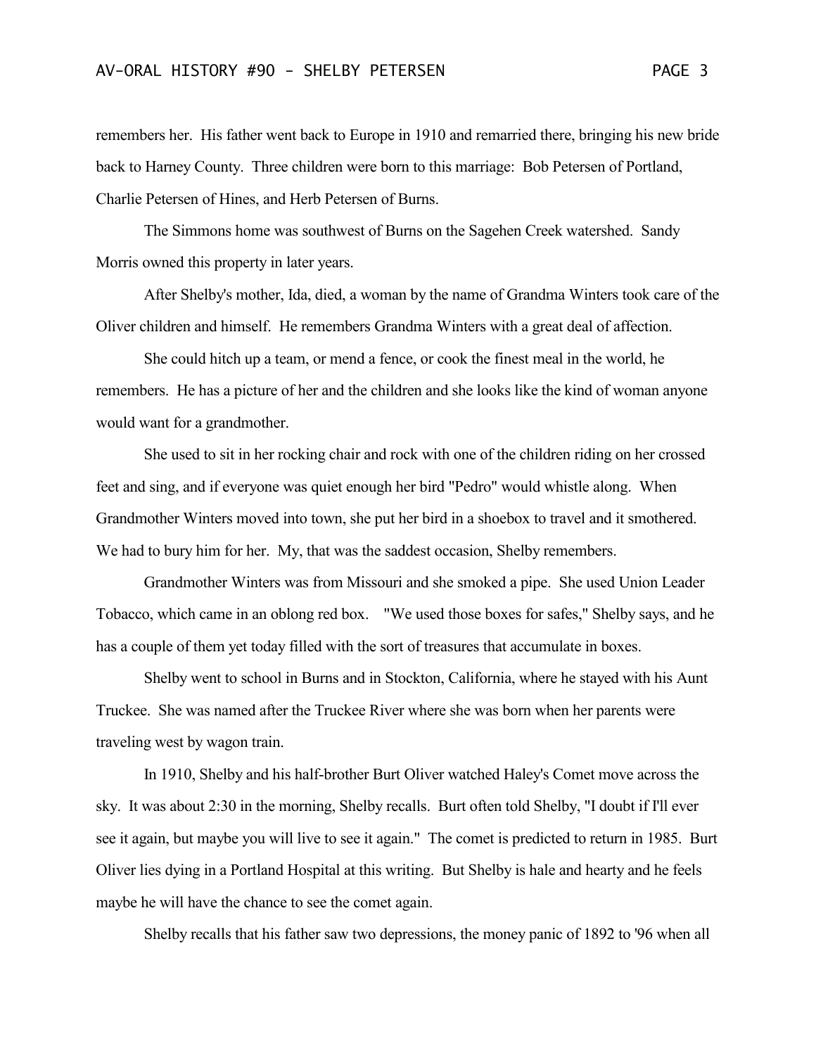remembers her. His father went back to Europe in 1910 and remarried there, bringing his new bride back to Harney County. Three children were born to this marriage: Bob Petersen of Portland, Charlie Petersen of Hines, and Herb Petersen of Burns.

The Simmons home was southwest of Burns on the Sagehen Creek watershed. Sandy Morris owned this property in later years.

After Shelby's mother, Ida, died, a woman by the name of Grandma Winters took care of the Oliver children and himself. He remembers Grandma Winters with a great deal of affection.

She could hitch up a team, or mend a fence, or cook the finest meal in the world, he remembers. He has a picture of her and the children and she looks like the kind of woman anyone would want for a grandmother.

She used to sit in her rocking chair and rock with one of the children riding on her crossed feet and sing, and if everyone was quiet enough her bird "Pedro" would whistle along. When Grandmother Winters moved into town, she put her bird in a shoebox to travel and it smothered. We had to bury him for her. My, that was the saddest occasion, Shelby remembers.

Grandmother Winters was from Missouri and she smoked a pipe. She used Union Leader Tobacco, which came in an oblong red box. "We used those boxes for safes," Shelby says, and he has a couple of them yet today filled with the sort of treasures that accumulate in boxes.

Shelby went to school in Burns and in Stockton, California, where he stayed with his Aunt Truckee. She was named after the Truckee River where she was born when her parents were traveling west by wagon train.

In 1910, Shelby and his half-brother Burt Oliver watched Haley's Comet move across the sky. It was about 2:30 in the morning, Shelby recalls. Burt often told Shelby, "I doubt if I'll ever see it again, but maybe you will live to see it again." The comet is predicted to return in 1985. Burt Oliver lies dying in a Portland Hospital at this writing. But Shelby is hale and hearty and he feels maybe he will have the chance to see the comet again.

Shelby recalls that his father saw two depressions, the money panic of 1892 to '96 when all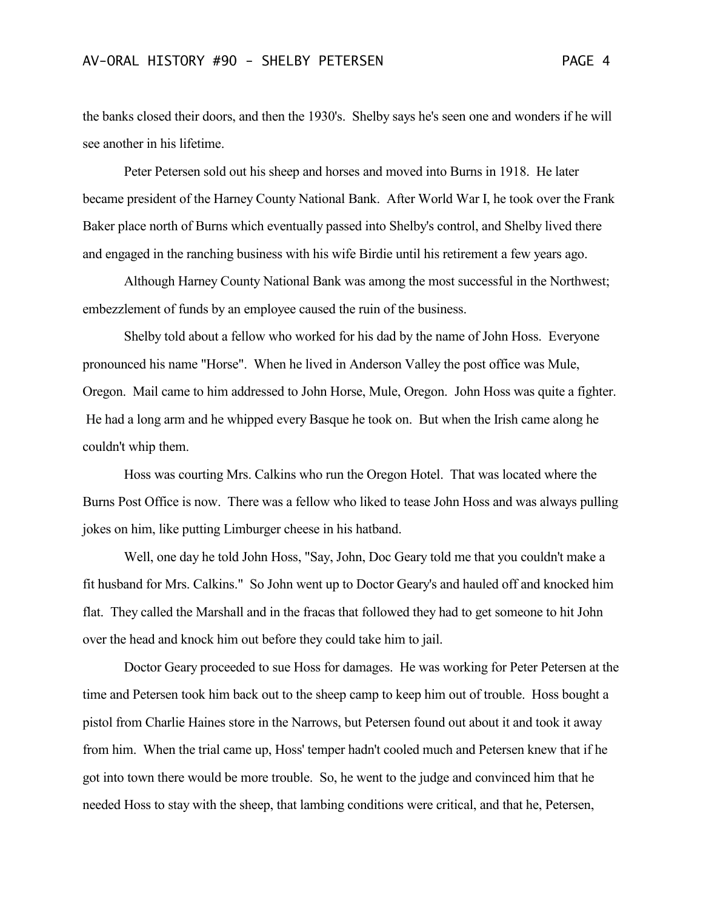the banks closed their doors, and then the 1930's. Shelby says he's seen one and wonders if he will see another in his lifetime.

Peter Petersen sold out his sheep and horses and moved into Burns in 1918. He later became president of the Harney County National Bank. After World War I, he took over the Frank Baker place north of Burns which eventually passed into Shelby's control, and Shelby lived there and engaged in the ranching business with his wife Birdie until his retirement a few years ago.

Although Harney County National Bank was among the most successful in the Northwest; embezzlement of funds by an employee caused the ruin of the business.

Shelby told about a fellow who worked for his dad by the name of John Hoss. Everyone pronounced his name "Horse". When he lived in Anderson Valley the post office was Mule, Oregon. Mail came to him addressed to John Horse, Mule, Oregon. John Hoss was quite a fighter. He had a long arm and he whipped every Basque he took on. But when the Irish came along he couldn't whip them.

Hoss was courting Mrs. Calkins who run the Oregon Hotel. That was located where the Burns Post Office is now. There was a fellow who liked to tease John Hoss and was always pulling jokes on him, like putting Limburger cheese in his hatband.

Well, one day he told John Hoss, "Say, John, Doc Geary told me that you couldn't make a fit husband for Mrs. Calkins." So John went up to Doctor Geary's and hauled off and knocked him flat. They called the Marshall and in the fracas that followed they had to get someone to hit John over the head and knock him out before they could take him to jail.

Doctor Geary proceeded to sue Hoss for damages. He was working for Peter Petersen at the time and Petersen took him back out to the sheep camp to keep him out of trouble. Hoss bought a pistol from Charlie Haines store in the Narrows, but Petersen found out about it and took it away from him. When the trial came up, Hoss' temper hadn't cooled much and Petersen knew that if he got into town there would be more trouble. So, he went to the judge and convinced him that he needed Hoss to stay with the sheep, that lambing conditions were critical, and that he, Petersen,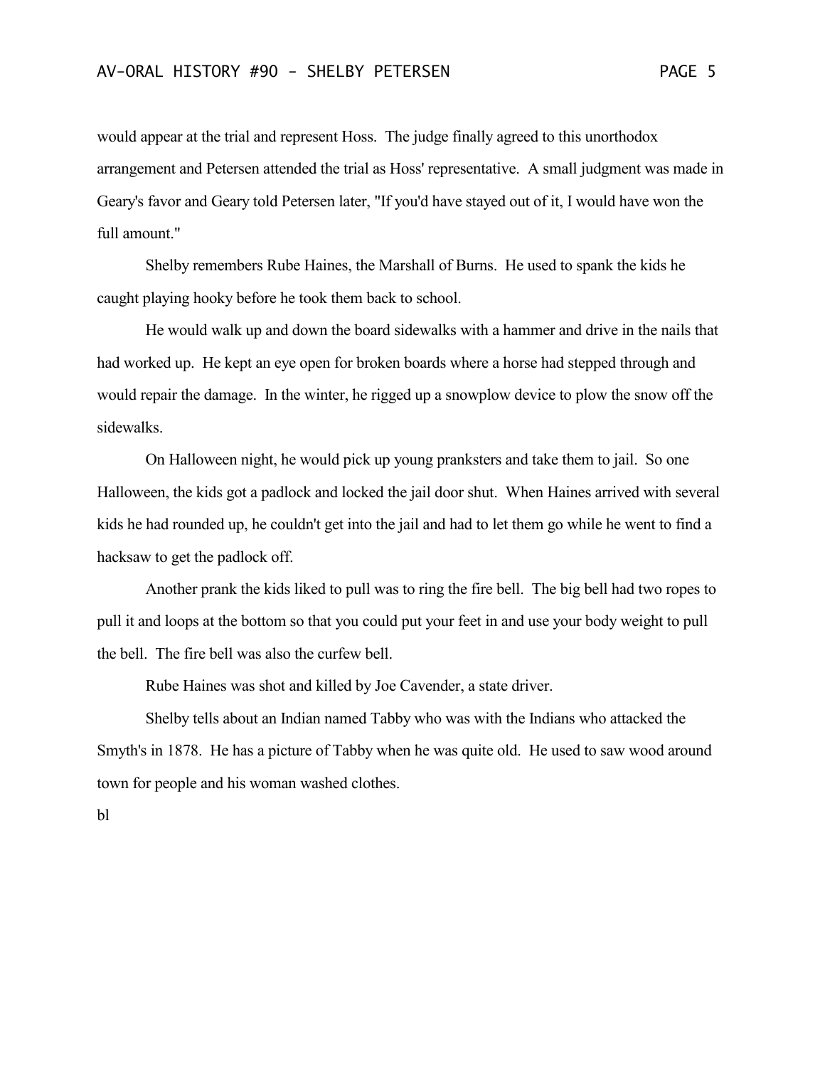would appear at the trial and represent Hoss. The judge finally agreed to this unorthodox arrangement and Petersen attended the trial as Hoss' representative. A small judgment was made in Geary's favor and Geary told Petersen later, "If you'd have stayed out of it, I would have won the full amount."

Shelby remembers Rube Haines, the Marshall of Burns. He used to spank the kids he caught playing hooky before he took them back to school.

He would walk up and down the board sidewalks with a hammer and drive in the nails that had worked up. He kept an eye open for broken boards where a horse had stepped through and would repair the damage. In the winter, he rigged up a snowplow device to plow the snow off the sidewalks.

On Halloween night, he would pick up young pranksters and take them to jail. So one Halloween, the kids got a padlock and locked the jail door shut. When Haines arrived with several kids he had rounded up, he couldn't get into the jail and had to let them go while he went to find a hacksaw to get the padlock off.

Another prank the kids liked to pull was to ring the fire bell. The big bell had two ropes to pull it and loops at the bottom so that you could put your feet in and use your body weight to pull the bell. The fire bell was also the curfew bell.

Rube Haines was shot and killed by Joe Cavender, a state driver.

Shelby tells about an Indian named Tabby who was with the Indians who attacked the Smyth's in 1878. He has a picture of Tabby when he was quite old. He used to saw wood around town for people and his woman washed clothes.

bl